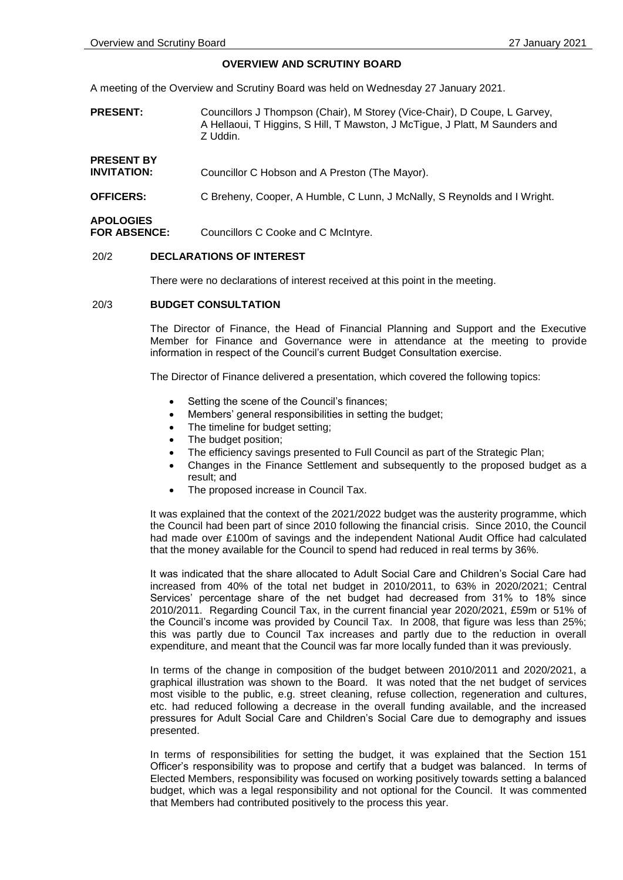# OVERVIEW AND SCRUTINY BOARD

A meeting of the Overview and Scrutiny Board was held on Wednesday 27 January 2021.

**PRESENT:** Councillors J Thompson (Chair), M Storey (Vice-Chair), D Coupe, L Garvey, A Hellaoui, T Higgins, S Hill, T Mawston, J McTigue, J Platt, M Saunders and Z Uddin.

**PRESENT BY INVITATION:** Councillor C Hobson and A Preston (The Mayor).

**OFFICERS:** C Breheny, Cooper, A Humble, C Lunn, J McNally, S Reynolds and I Wright.

**APOLOGIES FOR ABSENCE:** Councillors C Cooke and C McIntyre.

## 20/2 DECLARATIONS OF INTEREST

There were no declarations of interest received at this point in the meeting.

## 20/3 BUDGET CONSULTATION

The Director of Finance, the Head of Financial Planning and Support and the Executive Member for Finance and Governance were in attendance at the meeting to provide information in respect of the Council's current Budget Consultation exercise.

The Director of Finance delivered a presentation, which covered the following topics:

- Setting the scene of the Council's finances;
- Members' general responsibilities in setting the budget;
- The timeline for budget setting;
- The budget position;
- The efficiency savings presented to Full Council as part of the Strategic Plan;
- Changes in the Finance Settlement and subsequently to the proposed budget as a result; and
- The proposed increase in Council Tax.

It was explained that the context of the 2021/2022 budget was the austerity programme, which the Council had been part of since 2010 following the financial crisis. Since 2010, the Council had made over £100m of savings and the independent National Audit Office had calculated that the money available for the Council to spend had reduced in real terms by 36%.

It was indicated that the share allocated to Adult Social Care and Children's Social Care had increased from 40% of the total net budget in 2010/2011, to 63% in 2020/2021; Central Services' percentage share of the net budget had decreased from 31% to 18% since 2010/2011. Regarding Council Tax, in the current financial year 2020/2021, £59m or 51% of the Council's income was provided by Council Tax. In 2008, that figure was less than 25%; this was partly due to Council Tax increases and partly due to the reduction in overall expenditure, and meant that the Council was far more locally funded than it was previously.

In terms of the change in composition of the budget between 2010/2011 and 2020/2021, a graphical illustration was shown to the Board. It was noted that the net budget of services most visible to the public, e.g. street cleaning, refuse collection, regeneration and cultures, etc. had reduced following a decrease in the overall funding available, and the increased pressures for Adult Social Care and Children's Social Care due to demography and issues presented.

In terms of responsibilities for setting the budget, it was explained that the Section 151 Officer's responsibility was to propose and certify that a budget was balanced. In terms of Elected Members, responsibility was focused on working positively towards setting a balanced budget, which was a legal responsibility and not optional for the Council. It was commented that Members had contributed positively to the process this year.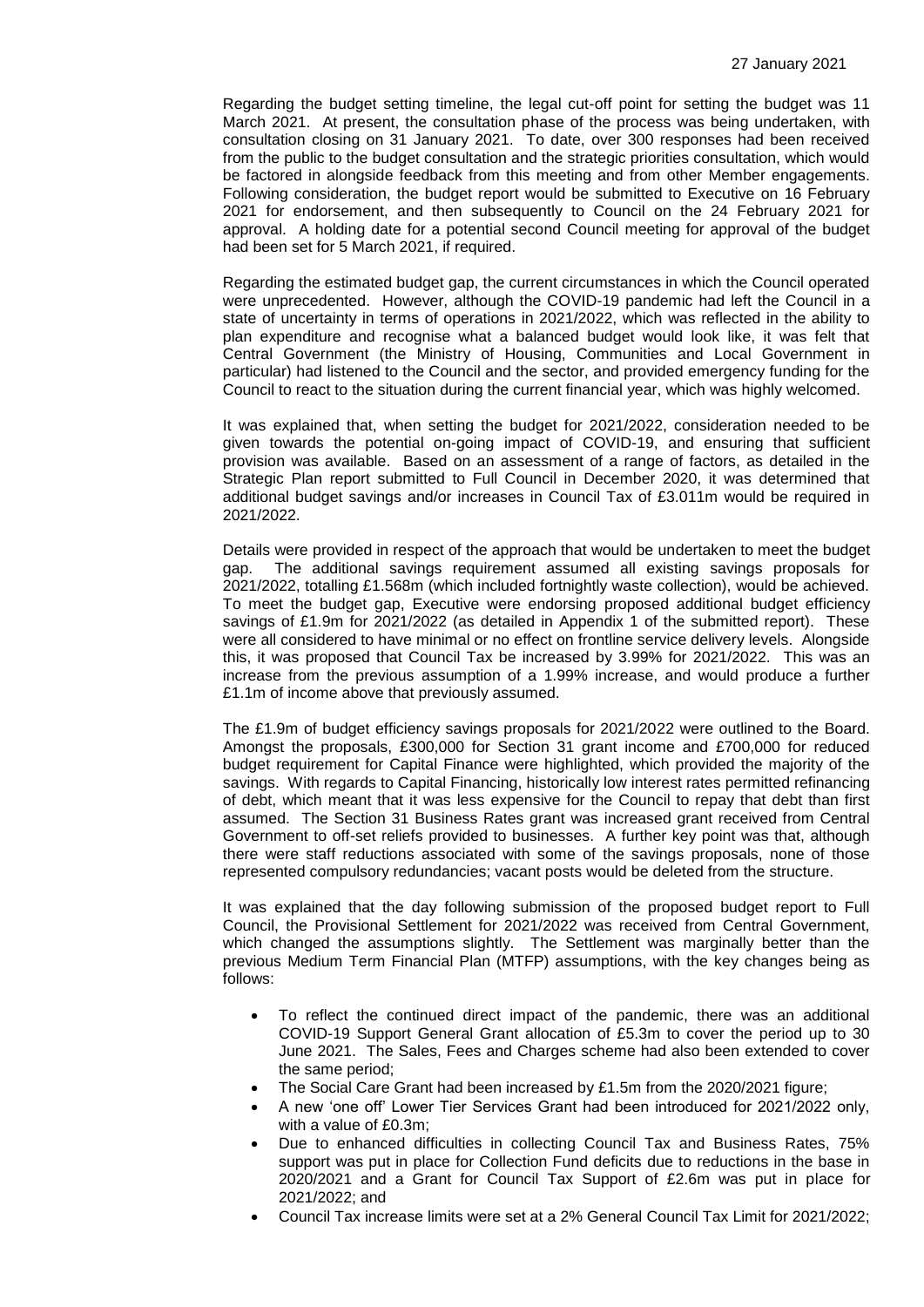Regarding the budget setting timeline, the legal cut-off point for setting the budget was 11 March 2021. At present, the consultation phase of the process was being undertaken, with consultation closing on 31 January 2021. To date, over 300 responses had been received from the public to the budget consultation and the strategic priorities consultation, which would be factored in alongside feedback from this meeting and from other Member engagements. Following consideration, the budget report would be submitted to Executive on 16 February 2021 for endorsement, and then subsequently to Council on the 24 February 2021 for approval. A holding date for a potential second Council meeting for approval of the budget had been set for 5 March 2021, if required.

Regarding the estimated budget gap, the current circumstances in which the Council operated were unprecedented. However, although the COVID-19 pandemic had left the Council in a state of uncertainty in terms of operations in 2021/2022, which was reflected in the ability to plan expenditure and recognise what a balanced budget would look like, it was felt that Central Government (the Ministry of Housing, Communities and Local Government in particular) had listened to the Council and the sector, and provided emergency funding for the Council to react to the situation during the current financial year, which was highly welcomed.

It was explained that, when setting the budget for 2021/2022, consideration needed to be given towards the potential on-going impact of COVID-19, and ensuring that sufficient provision was available. Based on an assessment of a range of factors, as detailed in the Strategic Plan report submitted to Full Council in December 2020, it was determined that additional budget savings and/or increases in Council Tax of £3.011m would be required in 2021/2022.

Details were provided in respect of the approach that would be undertaken to meet the budget gap. The additional savings requirement assumed all existing savings proposals for 2021/2022, totalling £1.568m (which included fortnightly waste collection), would be achieved. To meet the budget gap, Executive were endorsing proposed additional budget efficiency savings of £1.9m for 2021/2022 (as detailed in Appendix 1 of the submitted report). These were all considered to have minimal or no effect on frontline service delivery levels. Alongside this, it was proposed that Council Tax be increased by 3.99% for 2021/2022. This was an increase from the previous assumption of a 1.99% increase, and would produce a further £1.1m of income above that previously assumed.

The £1.9m of budget efficiency savings proposals for 2021/2022 were outlined to the Board. Amongst the proposals, £300,000 for Section 31 grant income and £700,000 for reduced budget requirement for Capital Finance were highlighted, which provided the majority of the savings. With regards to Capital Financing, historically low interest rates permitted refinancing of debt, which meant that it was less expensive for the Council to repay that debt than first assumed. The Section 31 Business Rates grant was increased grant received from Central Government to off-set reliefs provided to businesses. A further key point was that, although there were staff reductions associated with some of the savings proposals, none of those represented compulsory redundancies; vacant posts would be deleted from the structure.

It was explained that the day following submission of the proposed budget report to Full Council, the Provisional Settlement for 2021/2022 was received from Central Government, which changed the assumptions slightly. The Settlement was marginally better than the previous Medium Term Financial Plan (MTFP) assumptions, with the key changes being as follows:

- To reflect the continued direct impact of the pandemic, there was an additional COVID-19 Support General Grant allocation of £5.3m to cover the period up to 30 June 2021. The Sales, Fees and Charges scheme had also been extended to cover the same period;
- The Social Care Grant had been increased by £1.5m from the 2020/2021 figure;
- A new 'one off' Lower Tier Services Grant had been introduced for 2021/2022 only, with a value of £0.3m;
- Due to enhanced difficulties in collecting Council Tax and Business Rates, 75% support was put in place for Collection Fund deficits due to reductions in the base in 2020/2021 and a Grant for Council Tax Support of £2.6m was put in place for 2021/2022; and
- Council Tax increase limits were set at a 2% General Council Tax Limit for 2021/2022;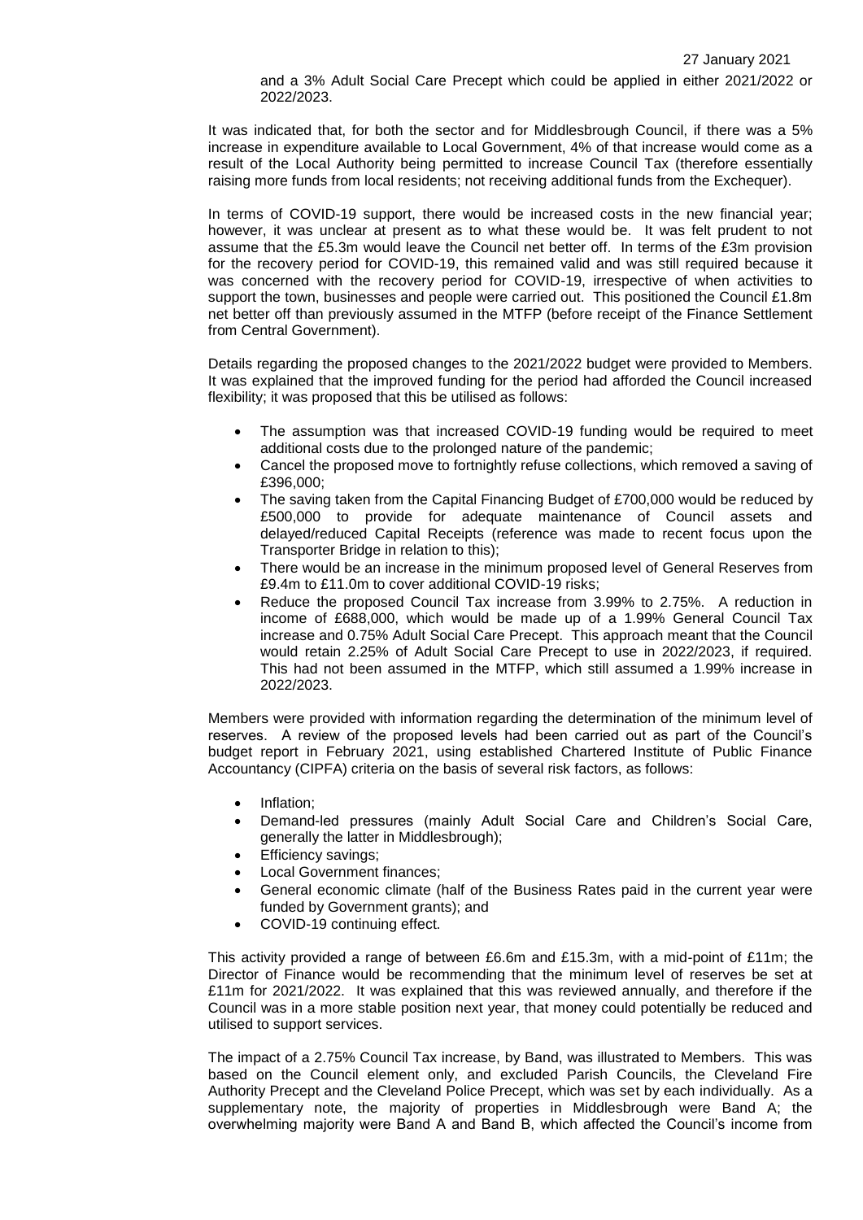and a 3% Adult Social Care Precept which could be applied in either 2021/2022 or 2022/2023.

It was indicated that, for both the sector and for Middlesbrough Council, if there was a 5% increase in expenditure available to Local Government, 4% of that increase would come as a result of the Local Authority being permitted to increase Council Tax (therefore essentially raising more funds from local residents; not receiving additional funds from the Exchequer).

In terms of COVID-19 support, there would be increased costs in the new financial year; however, it was unclear at present as to what these would be. It was felt prudent to not assume that the £5.3m would leave the Council net better off. In terms of the £3m provision for the recovery period for COVID-19, this remained valid and was still required because it was concerned with the recovery period for COVID-19, irrespective of when activities to support the town, businesses and people were carried out. This positioned the Council £1.8m net better off than previously assumed in the MTFP (before receipt of the Finance Settlement from Central Government).

Details regarding the proposed changes to the 2021/2022 budget were provided to Members. It was explained that the improved funding for the period had afforded the Council increased flexibility; it was proposed that this be utilised as follows:

- The assumption was that increased COVID-19 funding would be required to meet additional costs due to the prolonged nature of the pandemic;
- Cancel the proposed move to fortnightly refuse collections, which removed a saving of £396,000;
- The saving taken from the Capital Financing Budget of £700,000 would be reduced by £500,000 to provide for adequate maintenance of Council assets and delayed/reduced Capital Receipts (reference was made to recent focus upon the Transporter Bridge in relation to this);
- There would be an increase in the minimum proposed level of General Reserves from £9.4m to £11.0m to cover additional COVID-19 risks;
- Reduce the proposed Council Tax increase from 3.99% to 2.75%. A reduction in income of £688,000, which would be made up of a 1.99% General Council Tax increase and 0.75% Adult Social Care Precept. This approach meant that the Council would retain 2.25% of Adult Social Care Precept to use in 2022/2023, if required. This had not been assumed in the MTFP, which still assumed a 1.99% increase in 2022/2023.

Members were provided with information regarding the determination of the minimum level of reserves. A review of the proposed levels had been carried out as part of the Council's budget report in February 2021, using established Chartered Institute of Public Finance Accountancy (CIPFA) criteria on the basis of several risk factors, as follows:

- Inflation;
- Demand-led pressures (mainly Adult Social Care and Children's Social Care, generally the latter in Middlesbrough);
- Efficiency savings;
- Local Government finances;
- General economic climate (half of the Business Rates paid in the current year were funded by Government grants); and
- COVID-19 continuing effect.

This activity provided a range of between £6.6m and £15.3m, with a mid-point of £11m; the Director of Finance would be recommending that the minimum level of reserves be set at £11m for 2021/2022. It was explained that this was reviewed annually, and therefore if the Council was in a more stable position next year, that money could potentially be reduced and utilised to support services.

The impact of a 2.75% Council Tax increase, by Band, was illustrated to Members. This was based on the Council element only, and excluded Parish Councils, the Cleveland Fire Authority Precept and the Cleveland Police Precept, which was set by each individually. As a supplementary note, the majority of properties in Middlesbrough were Band A; the overwhelming majority were Band A and Band B, which affected the Council's income from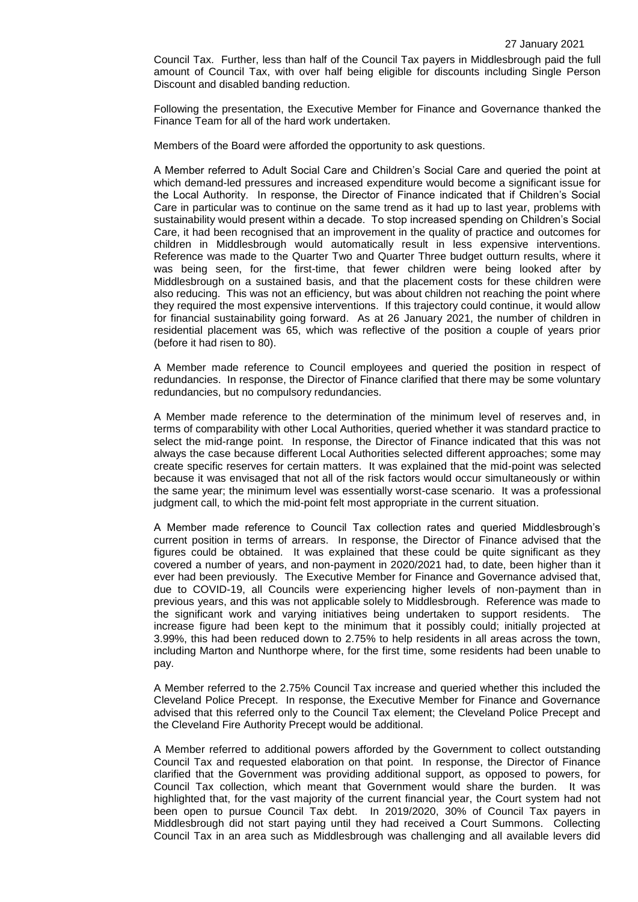Council Tax. Further, less than half of the Council Tax payers in Middlesbrough paid the full amount of Council Tax, with over half being eligible for discounts including Single Person Discount and disabled banding reduction.

Following the presentation, the Executive Member for Finance and Governance thanked the Finance Team for all of the hard work undertaken.

Members of the Board were afforded the opportunity to ask questions.

A Member referred to Adult Social Care and Children's Social Care and queried the point at which demand-led pressures and increased expenditure would become a significant issue for the Local Authority. In response, the Director of Finance indicated that if Children's Social Care in particular was to continue on the same trend as it had up to last year, problems with sustainability would present within a decade. To stop increased spending on Children's Social Care, it had been recognised that an improvement in the quality of practice and outcomes for children in Middlesbrough would automatically result in less expensive interventions. Reference was made to the Quarter Two and Quarter Three budget outturn results, where it was being seen, for the first-time, that fewer children were being looked after by Middlesbrough on a sustained basis, and that the placement costs for these children were also reducing. This was not an efficiency, but was about children not reaching the point where they required the most expensive interventions. If this trajectory could continue, it would allow for financial sustainability going forward. As at 26 January 2021, the number of children in residential placement was 65, which was reflective of the position a couple of years prior (before it had risen to 80).

A Member made reference to Council employees and queried the position in respect of redundancies. In response, the Director of Finance clarified that there may be some voluntary redundancies, but no compulsory redundancies.

A Member made reference to the determination of the minimum level of reserves and, in terms of comparability with other Local Authorities, queried whether it was standard practice to select the mid-range point. In response, the Director of Finance indicated that this was not always the case because different Local Authorities selected different approaches; some may create specific reserves for certain matters. It was explained that the mid-point was selected because it was envisaged that not all of the risk factors would occur simultaneously or within the same year; the minimum level was essentially worst-case scenario. It was a professional judgment call, to which the mid-point felt most appropriate in the current situation.

A Member made reference to Council Tax collection rates and queried Middlesbrough's current position in terms of arrears. In response, the Director of Finance advised that the figures could be obtained. It was explained that these could be quite significant as they covered a number of years, and non-payment in 2020/2021 had, to date, been higher than it ever had been previously. The Executive Member for Finance and Governance advised that, due to COVID-19, all Councils were experiencing higher levels of non-payment than in previous years, and this was not applicable solely to Middlesbrough. Reference was made to the significant work and varying initiatives being undertaken to support residents. The increase figure had been kept to the minimum that it possibly could; initially projected at 3.99%, this had been reduced down to 2.75% to help residents in all areas across the town, including Marton and Nunthorpe where, for the first time, some residents had been unable to pay.

A Member referred to the 2.75% Council Tax increase and queried whether this included the Cleveland Police Precept. In response, the Executive Member for Finance and Governance advised that this referred only to the Council Tax element; the Cleveland Police Precept and the Cleveland Fire Authority Precept would be additional.

A Member referred to additional powers afforded by the Government to collect outstanding Council Tax and requested elaboration on that point. In response, the Director of Finance clarified that the Government was providing additional support, as opposed to powers, for Council Tax collection, which meant that Government would share the burden. It was highlighted that, for the vast majority of the current financial year, the Court system had not been open to pursue Council Tax debt. In 2019/2020, 30% of Council Tax payers in Middlesbrough did not start paying until they had received a Court Summons. Collecting Council Tax in an area such as Middlesbrough was challenging and all available levers did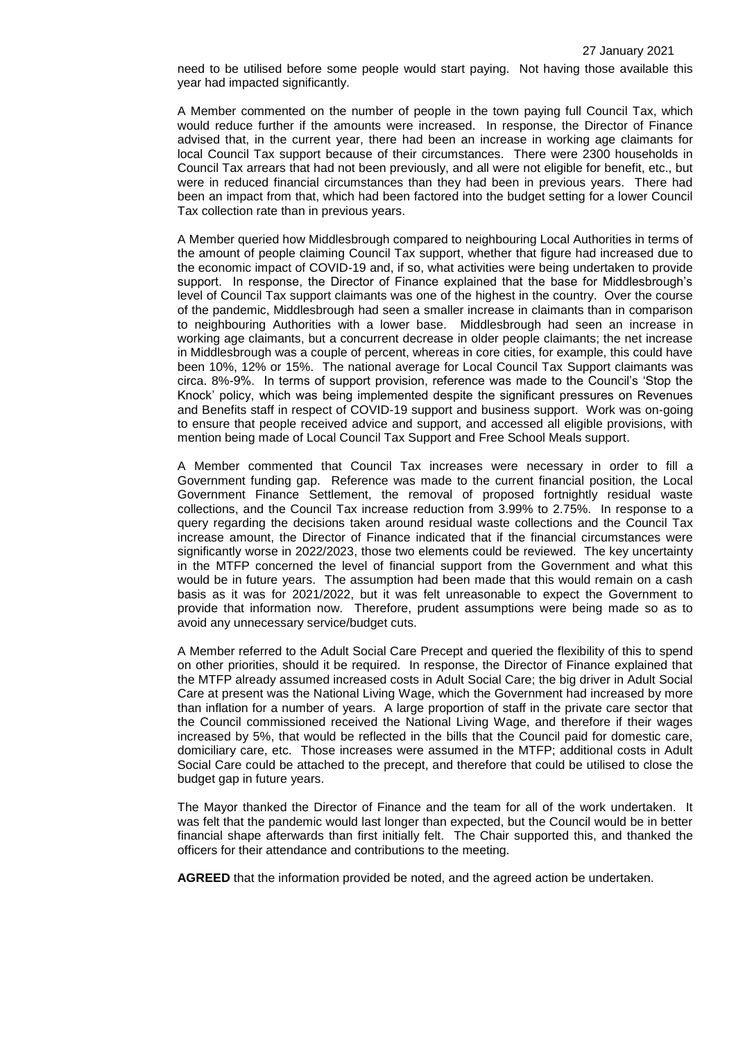need to be utilised before some people would start paying. Not having those available this year had impacted significantly.

A Member commented on the number of people in the town paying full Council Tax, which would reduce further if the amounts were increased. In response, the Director of Finance advised that, in the current year, there had been an increase in working age claimants for local Council Tax support because of their circumstances. There were 2300 households in Council Tax arrears that had not been previously, and all were not eligible for benefit, etc., but were in reduced financial circumstances than they had been in previous years. There had been an impact from that, which had been factored into the budget setting for a lower Council Tax collection rate than in previous years.

A Member queried how Middlesbrough compared to neighbouring Local Authorities in terms of the amount of people claiming Council Tax support, whether that figure had increased due to the economic impact of COVID-19 and, if so, what activities were being undertaken to provide support. In response, the Director of Finance explained that the base for Middlesbrough's level of Council Tax support claimants was one of the highest in the country. Over the course of the pandemic, Middlesbrough had seen a smaller increase in claimants than in comparison to neighbouring Authorities with a lower base. Middlesbrough had seen an increase in working age claimants, but a concurrent decrease in older people claimants; the net increase in Middlesbrough was a couple of percent, whereas in core cities, for example, this could have been 10%, 12% or 15%. The national average for Local Council Tax Support claimants was circa. 8%-9%. In terms of support provision, reference was made to the Council's 'Stop the Knock' policy, which was being implemented despite the significant pressures on Revenues and Benefits staff in respect of COVID-19 support and business support. Work was on-going to ensure that people received advice and support, and accessed all eligible provisions, with mention being made of Local Council Tax Support and Free School Meals support.

A Member commented that Council Tax increases were necessary in order to fill a Government funding gap. Reference was made to the current financial position, the Local Government Finance Settlement, the removal of proposed fortnightly residual waste collections, and the Council Tax increase reduction from 3.99% to 2.75%. In response to a query regarding the decisions taken around residual waste collections and the Council Tax increase amount, the Director of Finance indicated that if the financial circumstances were significantly worse in 2022/2023, those two elements could be reviewed. The key uncertainty in the MTFP concerned the level of financial support from the Government and what this would be in future years. The assumption had been made that this would remain on a cash basis as it was for 2021/2022, but it was felt unreasonable to expect the Government to provide that information now. Therefore, prudent assumptions were being made so as to avoid any unnecessary service/budget cuts.

A Member referred to the Adult Social Care Precept and queried the flexibility of this to spend on other priorities, should it be required. In response, the Director of Finance explained that the MTFP already assumed increased costs in Adult Social Care; the big driver in Adult Social Care at present was the National Living Wage, which the Government had increased by more than inflation for a number of years. A large proportion of staff in the private care sector that the Council commissioned received the National Living Wage, and therefore if their wages increased by 5%, that would be reflected in the bills that the Council paid for domestic care, domiciliary care, etc. Those increases were assumed in the MTFP; additional costs in Adult Social Care could be attached to the precept, and therefore that could be utilised to close the budget gap in future years.

The Mayor thanked the Director of Finance and the team for all of the work undertaken. It was felt that the pandemic would last longer than expected, but the Council would be in better financial shape afterwards than first initially felt. The Chair supported this, and thanked the officers for their attendance and contributions to the meeting.

**AGREED** that the information provided be noted, and the agreed action be undertaken.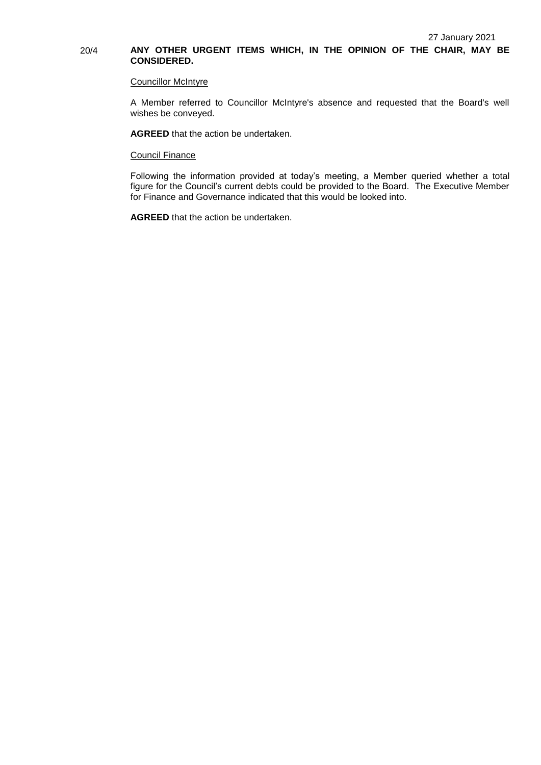27 January 2021

20/4 **ANY OTHER URGENT ITEMS WHICH, IN THE OPINION OF THE CHAIR, MAY BE CONSIDERED.**

Councillor McIntyre

A Member referred to Councillor McIntyre's absence and requested that the Board's well wishes be conveyed.

**AGREED** that the action be undertaken.

Council Finance

Following the information provided at today's meeting, a Member queried whether a total figure for the Council's current debts could be provided to the Board. The Executive Member for Finance and Governance indicated that this would be looked into.

**AGREED** that the action be undertaken.